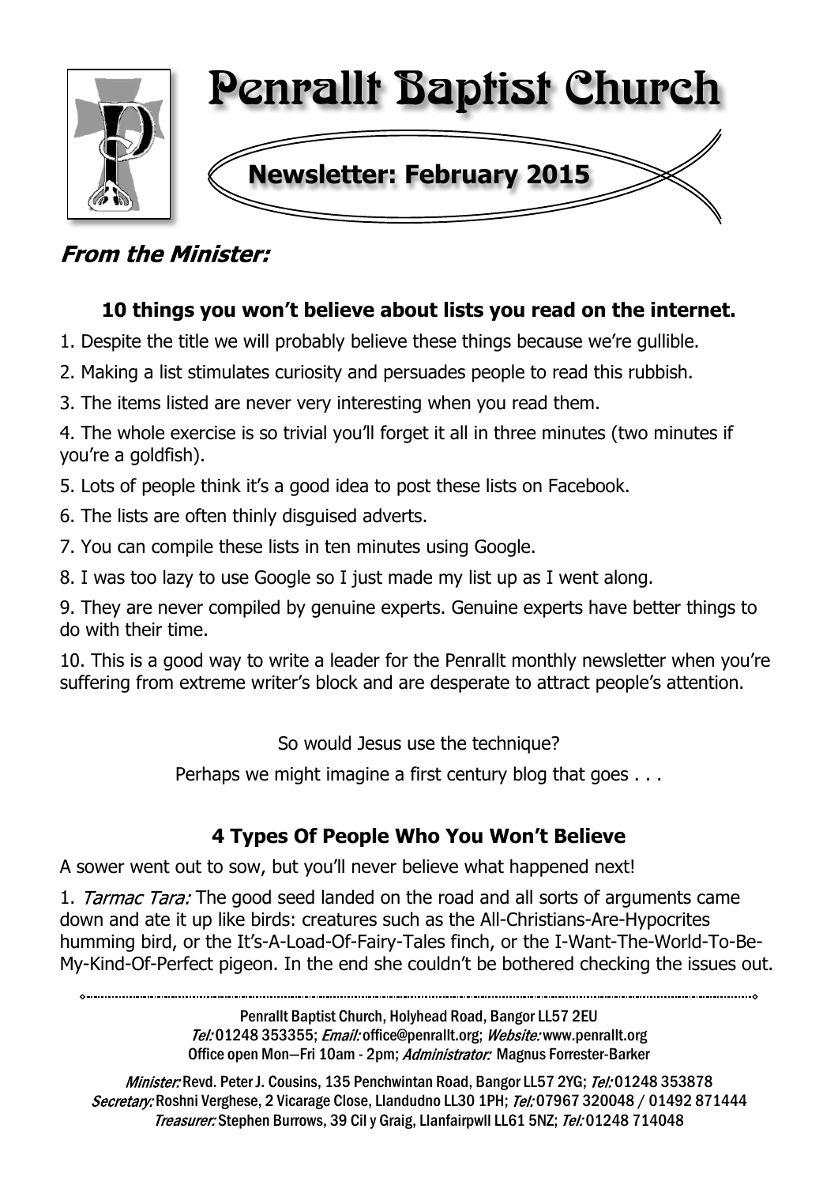# Penrallt Baptist Church

## Newsletter: February 2015

## *From the Minister:*

### 10 things you won't believe about lists you read on the internet.

1. Despite the title we will probably believe these things because we're gullible.

2. Making a list stimulates curiosity and persuades people to read this rubbish.

3. The items listed are never very interesting when you read them.

4. The whole exercise is so trivial you'll forget it all in three minutes (two minutes if you're a goldfish).

5. Lots of people think it's a good idea to post these lists on Facebook.

6. The lists are often thinly disguised adverts.

7. You can compile these lists in ten minutes using Google.

8. I was too lazy to use Google so I just made my list up as I went along.

9. They are never compiled by genuine experts. Genuine experts have better things to do with their time.

10. This is a good way to write a leader for the Penrallt monthly newsletter when you're suffering from extreme writer's block and are desperate to attract people's attention.

So would Jesus use the technique?

Perhaps we might imagine a first century blog that goes . . .

### 4 Types Of People Who You Won't Believe

A sower went out to sow, but you'll never believe what happened next!

1. *Tarmac Tara:* The good seed landed on the road and all sorts of arguments came down and ate it up like birds: creatures such as the All-Christians-Are-Hypocrites humming bird, or the It's-A-Load-Of-Fairy-Tales finch, or the I-Want-The-World-To-Be-My-Kind-Of-Perfect pigeon. In the end she couldn't be bothered checking the issues out.

---

Penrallt Baptist Church, Holyhead Road, Bangor LL57 2EU
*Tel:* 01248 353355; *Email:* office@penrallt.org; *Website:* www.penrallt.org
Office open Mon—Fri 10am - 2pm; *Administrator:* Magnus Forrester-Barker

*Minister:* Revd. Peter J. Cousins, 135 Penchwintan Road, Bangor LL57 2YG; *Tel:* 01248 353878
*Secretary:* Roshni Verghese, 2 Vicarage Close, Llandudno LL30 1PH; *Tel:* 07967 320048 / 01492 871444
*Treasurer:* Stephen Burrows, 39 Cil y Graig, Llanfairpwll LL61 5NZ; *Tel:* 01248 714048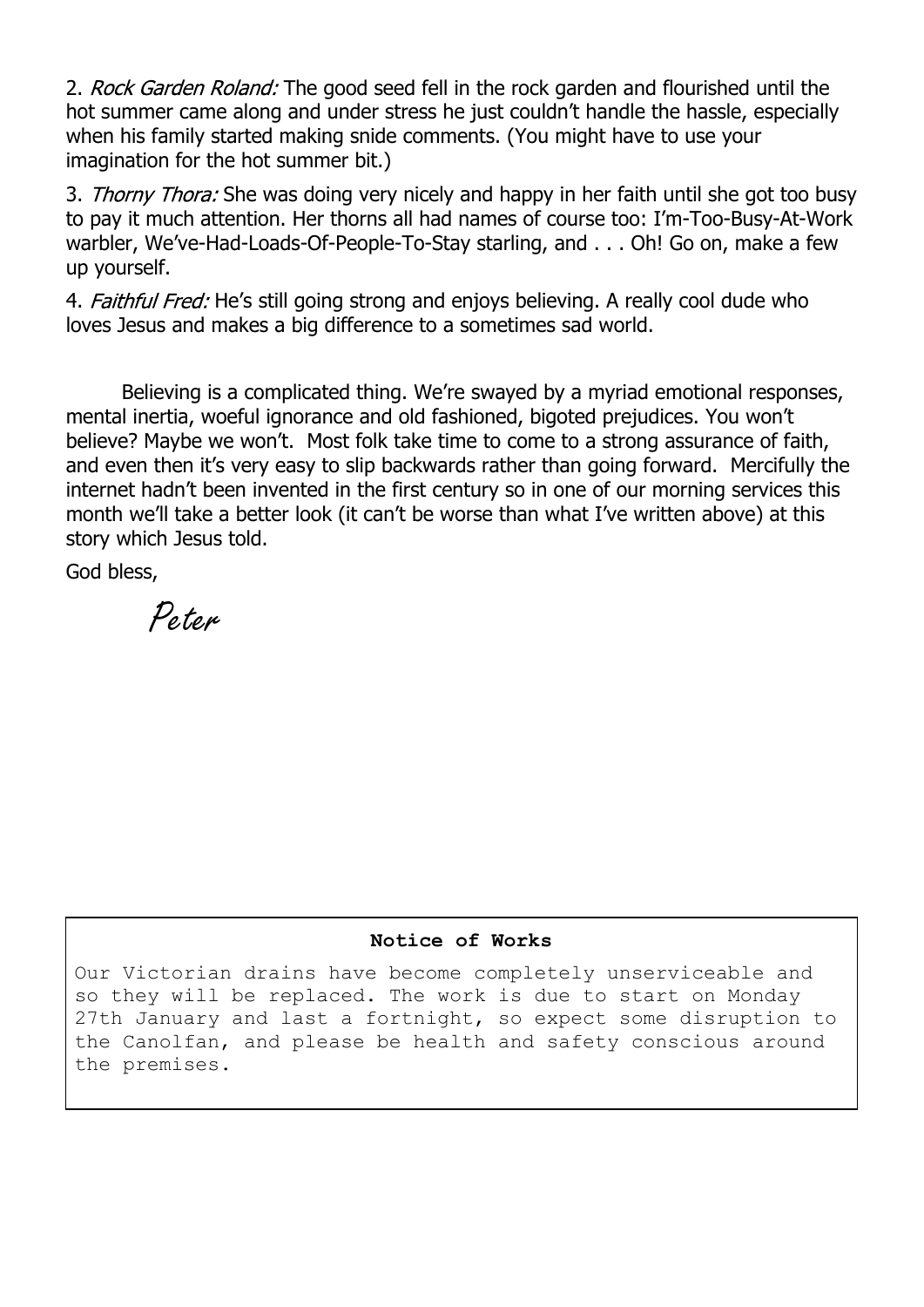2. *Rock Garden Roland:* The good seed fell in the rock garden and flourished until the hot summer came along and under stress he just couldn't handle the hassle, especially when his family started making snide comments. (You might have to use your imagination for the hot summer bit.)

3. *Thorny Thora:* She was doing very nicely and happy in her faith until she got too busy to pay it much attention. Her thorns all had names of course too: I'm-Too-Busy-At-Work warbler, We've-Had-Loads-Of-People-To-Stay starling, and . . . Oh! Go on, make a few up yourself.

4. *Faithful Fred:* He's still going strong and enjoys believing. A really cool dude who loves Jesus and makes a big difference to a sometimes sad world.

Believing is a complicated thing. We're swayed by a myriad emotional responses, mental inertia, woeful ignorance and old fashioned, bigoted prejudices. You won't believe? Maybe we won't. Most folk take time to come to a strong assurance of faith, and even then it's very easy to slip backwards rather than going forward. Mercifully the internet hadn't been invented in the first century so in one of our morning services this month we'll take a better look (it can't be worse than what I've written above) at this story which Jesus told.

God bless,

Peter

**Notice of Works**

Our Victorian drains have become completely unserviceable and so they will be replaced. The work is due to start on Monday 27th January and last a fortnight, so expect some disruption to the Canolfan, and please be health and safety conscious around the premises.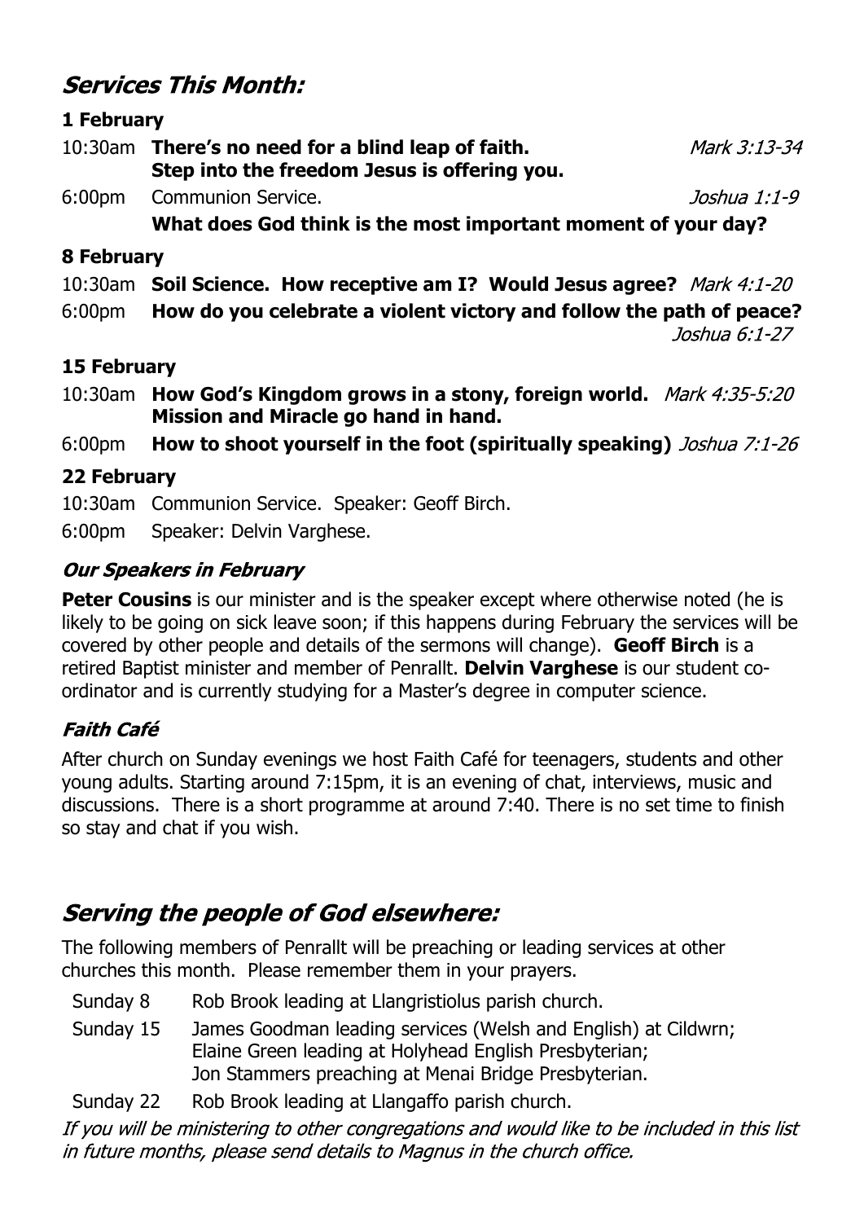## *Services This Month:*

### 1 February

10:30am **There's no need for a blind leap of faith. Step into the freedom Jesus is offering you.** *Mark 3:13-34*

6:00pm Communion Service. *Joshua 1:1-9*
**What does God think is the most important moment of your day?**

### 8 February

10:30am **Soil Science. How receptive am I? Would Jesus agree?** *Mark 4:1-20*

6:00pm **How do you celebrate a violent victory and follow the path of peace?** *Joshua 6:1-27*

### 15 February

10:30am **How God's Kingdom grows in a stony, foreign world.** *Mark 4:35-5:20*
**Mission and Miracle go hand in hand.**

6:00pm **How to shoot yourself in the foot (spiritually speaking)** *Joshua 7:1-26*

### 22 February

10:30am Communion Service. Speaker: Geoff Birch.

6:00pm Speaker: Delvin Varghese.

### *Our Speakers in February*

**Peter Cousins** is our minister and is the speaker except where otherwise noted (he is likely to be going on sick leave soon; if this happens during February the services will be covered by other people and details of the sermons will change). **Geoff Birch** is a retired Baptist minister and member of Penrallt. **Delvin Varghese** is our student co-ordinator and is currently studying for a Master's degree in computer science.

### *Faith Café*

After church on Sunday evenings we host Faith Café for teenagers, students and other young adults. Starting around 7:15pm, it is an evening of chat, interviews, music and discussions. There is a short programme at around 7:40. There is no set time to finish so stay and chat if you wish.

## *Serving the people of God elsewhere:*

The following members of Penrallt will be preaching or leading services at other churches this month. Please remember them in your prayers.

| | |
|---|---|
| Sunday 8 | Rob Brook leading at Llangristiolus parish church. |
| Sunday 15 | James Goodman leading services (Welsh and English) at Cildwrn; Elaine Green leading at Holyhead English Presbyterian; Jon Stammers preaching at Menai Bridge Presbyterian. |
| Sunday 22 | Rob Brook leading at Llangaffo parish church. |

*If you will be ministering to other congregations and would like to be included in this list in future months, please send details to Magnus in the church office.*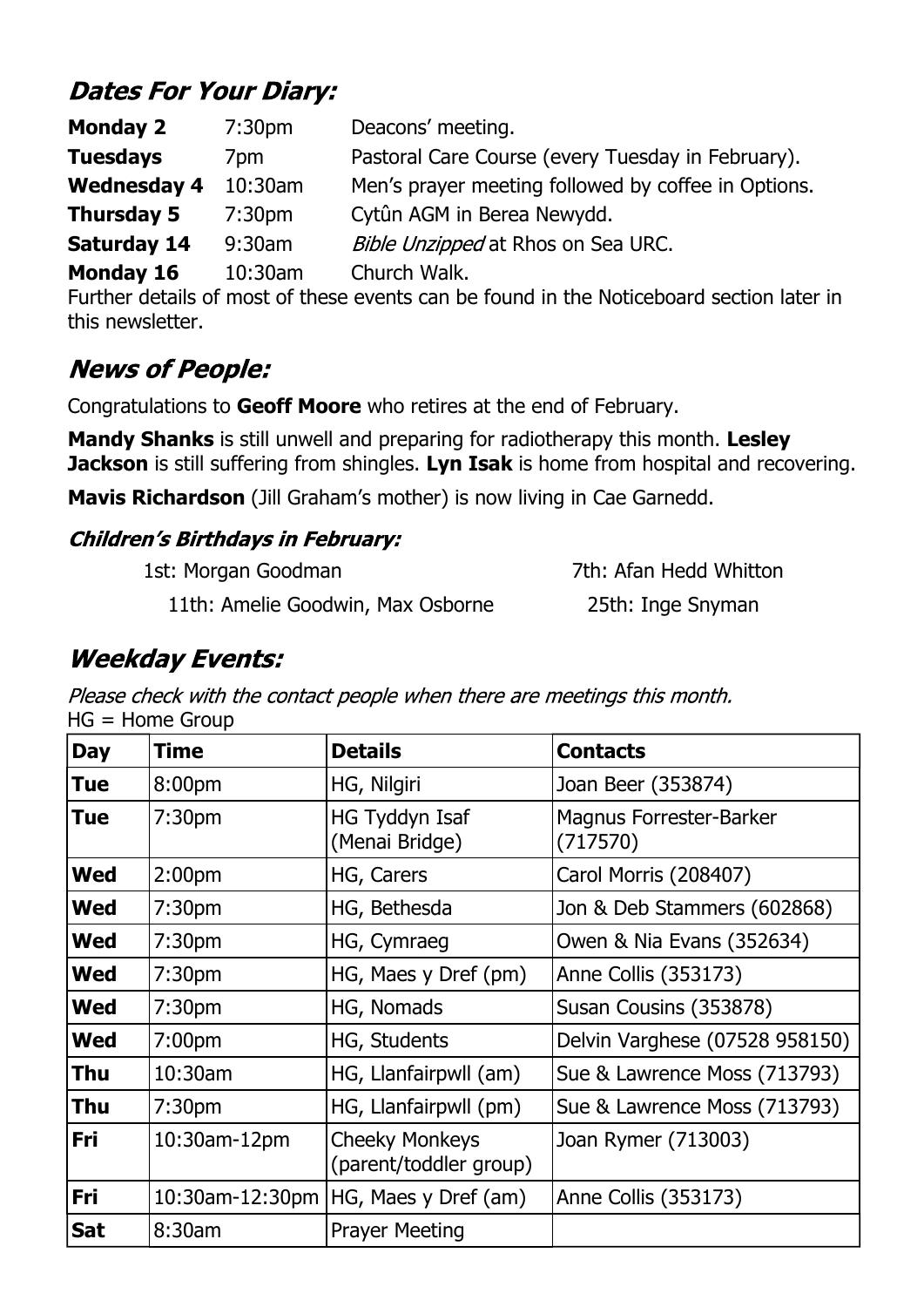## *Dates For Your Diary:*

| | | |
|---|---|---|
| **Monday 2** | 7:30pm | Deacons' meeting. |
| **Tuesdays** | 7pm | Pastoral Care Course (every Tuesday in February). |
| **Wednesday 4** | 10:30am | Men's prayer meeting followed by coffee in Options. |
| **Thursday 5** | 7:30pm | Cytûn AGM in Berea Newydd. |
| **Saturday 14** | 9:30am | *Bible Unzipped* at Rhos on Sea URC. |
| **Monday 16** | 10:30am | Church Walk. |

Further details of most of these events can be found in the Noticeboard section later in this newsletter.

## *News of People:*

Congratulations to **Geoff Moore** who retires at the end of February.

**Mandy Shanks** is still unwell and preparing for radiotherapy this month. **Lesley Jackson** is still suffering from shingles. **Lyn Isak** is home from hospital and recovering.

**Mavis Richardson** (Jill Graham's mother) is now living in Cae Garnedd.

### *Children's Birthdays in February:*

1st: Morgan Goodman
7th: Afan Hedd Whitton
11th: Amelie Goodwin, Max Osborne
25th: Inge Snyman

## *Weekday Events:*

*Please check with the contact people when there are meetings this month.*
HG = Home Group

| Day | Time | Details | Contacts |
|---|---|---|---|
| **Tue** | 8:00pm | HG, Nilgiri | Joan Beer (353874) |
| **Tue** | 7:30pm | HG Tyddyn Isaf (Menai Bridge) | Magnus Forrester-Barker (717570) |
| **Wed** | 2:00pm | HG, Carers | Carol Morris (208407) |
| **Wed** | 7:30pm | HG, Bethesda | Jon & Deb Stammers (602868) |
| **Wed** | 7:30pm | HG, Cymraeg | Owen & Nia Evans (352634) |
| **Wed** | 7:30pm | HG, Maes y Dref (pm) | Anne Collis (353173) |
| **Wed** | 7:30pm | HG, Nomads | Susan Cousins (353878) |
| **Wed** | 7:00pm | HG, Students | Delvin Varghese (07528 958150) |
| **Thu** | 10:30am | HG, Llanfairpwll (am) | Sue & Lawrence Moss (713793) |
| **Thu** | 7:30pm | HG, Llanfairpwll (pm) | Sue & Lawrence Moss (713793) |
| **Fri** | 10:30am-12pm | Cheeky Monkeys (parent/toddler group) | Joan Rymer (713003) |
| **Fri** | 10:30am-12:30pm | HG, Maes y Dref (am) | Anne Collis (353173) |
| **Sat** | 8:30am | Prayer Meeting | |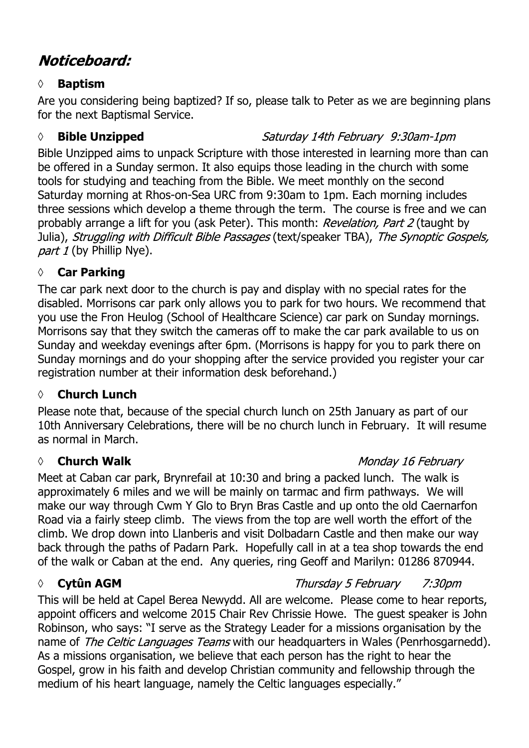# *Noticeboard:*

### ◊ **Baptism**

Are you considering being baptized? If so, please talk to Peter as we are beginning plans for the next Baptismal Service.

### ◊ **Bible Unzipped** *Saturday 14th February 9:30am-1pm*

Bible Unzipped aims to unpack Scripture with those interested in learning more than can be offered in a Sunday sermon. It also equips those leading in the church with some tools for studying and teaching from the Bible. We meet monthly on the second Saturday morning at Rhos-on-Sea URC from 9:30am to 1pm. Each morning includes three sessions which develop a theme through the term. The course is free and we can probably arrange a lift for you (ask Peter). This month: *Revelation, Part 2* (taught by Julia), *Struggling with Difficult Bible Passages* (text/speaker TBA), *The Synoptic Gospels, part 1* (by Phillip Nye).

### ◊ **Car Parking**

The car park next door to the church is pay and display with no special rates for the disabled. Morrisons car park only allows you to park for two hours. We recommend that you use the Fron Heulog (School of Healthcare Science) car park on Sunday mornings. Morrisons say that they switch the cameras off to make the car park available to us on Sunday and weekday evenings after 6pm. (Morrisons is happy for you to park there on Sunday mornings and do your shopping after the service provided you register your car registration number at their information desk beforehand.)

### ◊ **Church Lunch**

Please note that, because of the special church lunch on 25th January as part of our 10th Anniversary Celebrations, there will be no church lunch in February. It will resume as normal in March.

### ◊ **Church Walk** *Monday 16 February*

Meet at Caban car park, Brynrefail at 10:30 and bring a packed lunch. The walk is approximately 6 miles and we will be mainly on tarmac and firm pathways. We will make our way through Cwm Y Glo to Bryn Bras Castle and up onto the old Caernarfon Road via a fairly steep climb. The views from the top are well worth the effort of the climb. We drop down into Llanberis and visit Dolbadarn Castle and then make our way back through the paths of Padarn Park. Hopefully call in at a tea shop towards the end of the walk or Caban at the end. Any queries, ring Geoff and Marilyn: 01286 870944.

### ◊ **Cytûn AGM** *Thursday 5 February 7:30pm*

This will be held at Capel Berea Newydd. All are welcome. Please come to hear reports, appoint officers and welcome 2015 Chair Rev Chrissie Howe. The guest speaker is John Robinson, who says: "I serve as the Strategy Leader for a missions organisation by the name of *The Celtic Languages Teams* with our headquarters in Wales (Penrhosgarnedd). As a missions organisation, we believe that each person has the right to hear the Gospel, grow in his faith and develop Christian community and fellowship through the medium of his heart language, namely the Celtic languages especially."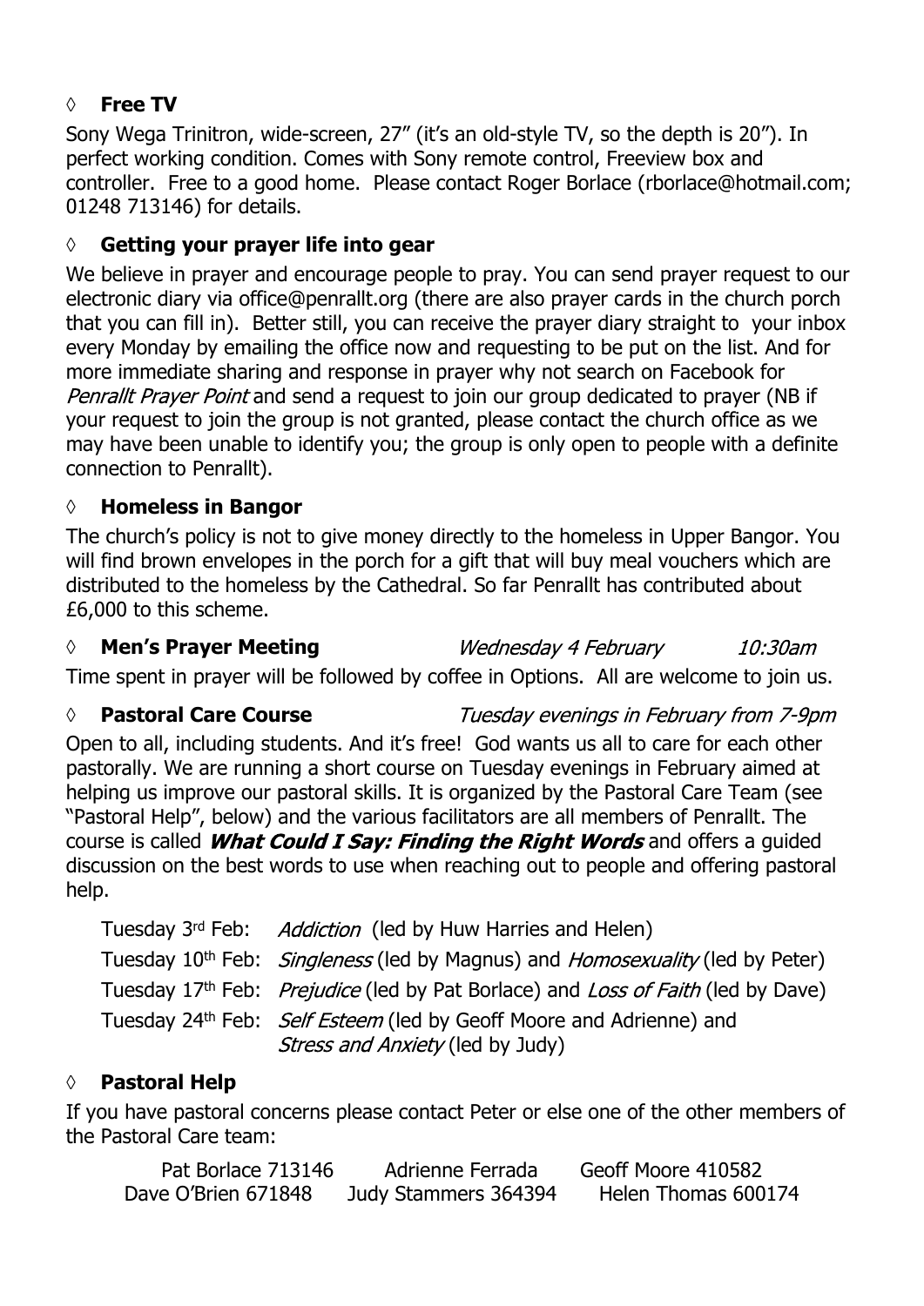### ◊ **Free TV**

Sony Wega Trinitron, wide-screen, 27" (it's an old-style TV, so the depth is 20"). In perfect working condition. Comes with Sony remote control, Freeview box and controller. Free to a good home. Please contact Roger Borlace (rborlace@hotmail.com; 01248 713146) for details.

### ◊ **Getting your prayer life into gear**

We believe in prayer and encourage people to pray. You can send prayer request to our electronic diary via office@penrallt.org (there are also prayer cards in the church porch that you can fill in). Better still, you can receive the prayer diary straight to your inbox every Monday by emailing the office now and requesting to be put on the list. And for more immediate sharing and response in prayer why not search on Facebook for *Penrallt Prayer Point* and send a request to join our group dedicated to prayer (NB if your request to join the group is not granted, please contact the church office as we may have been unable to identify you; the group is only open to people with a definite connection to Penrallt).

### ◊ **Homeless in Bangor**

The church's policy is not to give money directly to the homeless in Upper Bangor. You will find brown envelopes in the porch for a gift that will buy meal vouchers which are distributed to the homeless by the Cathedral. So far Penrallt has contributed about £6,000 to this scheme.

### ◊ **Men's Prayer Meeting** *Wednesday 4 February 10:30am*

Time spent in prayer will be followed by coffee in Options. All are welcome to join us.

### ◊ **Pastoral Care Course** *Tuesday evenings in February from 7-9pm*

Open to all, including students. And it's free! God wants us all to care for each other pastorally. We are running a short course on Tuesday evenings in February aimed at helping us improve our pastoral skills. It is organized by the Pastoral Care Team (see "Pastoral Help", below) and the various facilitators are all members of Penrallt. The course is called ***What Could I Say: Finding the Right Words*** and offers a guided discussion on the best words to use when reaching out to people and offering pastoral help.

Tuesday 3rd Feb: *Addiction* (led by Huw Harries and Helen)
Tuesday 10th Feb: *Singleness* (led by Magnus) and *Homosexuality* (led by Peter)
Tuesday 17th Feb: *Prejudice* (led by Pat Borlace) and *Loss of Faith* (led by Dave)
Tuesday 24th Feb: *Self Esteem* (led by Geoff Moore and Adrienne) and *Stress and Anxiety* (led by Judy)

### ◊ **Pastoral Help**

If you have pastoral concerns please contact Peter or else one of the other members of the Pastoral Care team:

Pat Borlace 713146 &nbsp;&nbsp; Adrienne Ferrada &nbsp;&nbsp; Geoff Moore 410582
Dave O'Brien 671848 &nbsp;&nbsp; Judy Stammers 364394 &nbsp;&nbsp; Helen Thomas 600174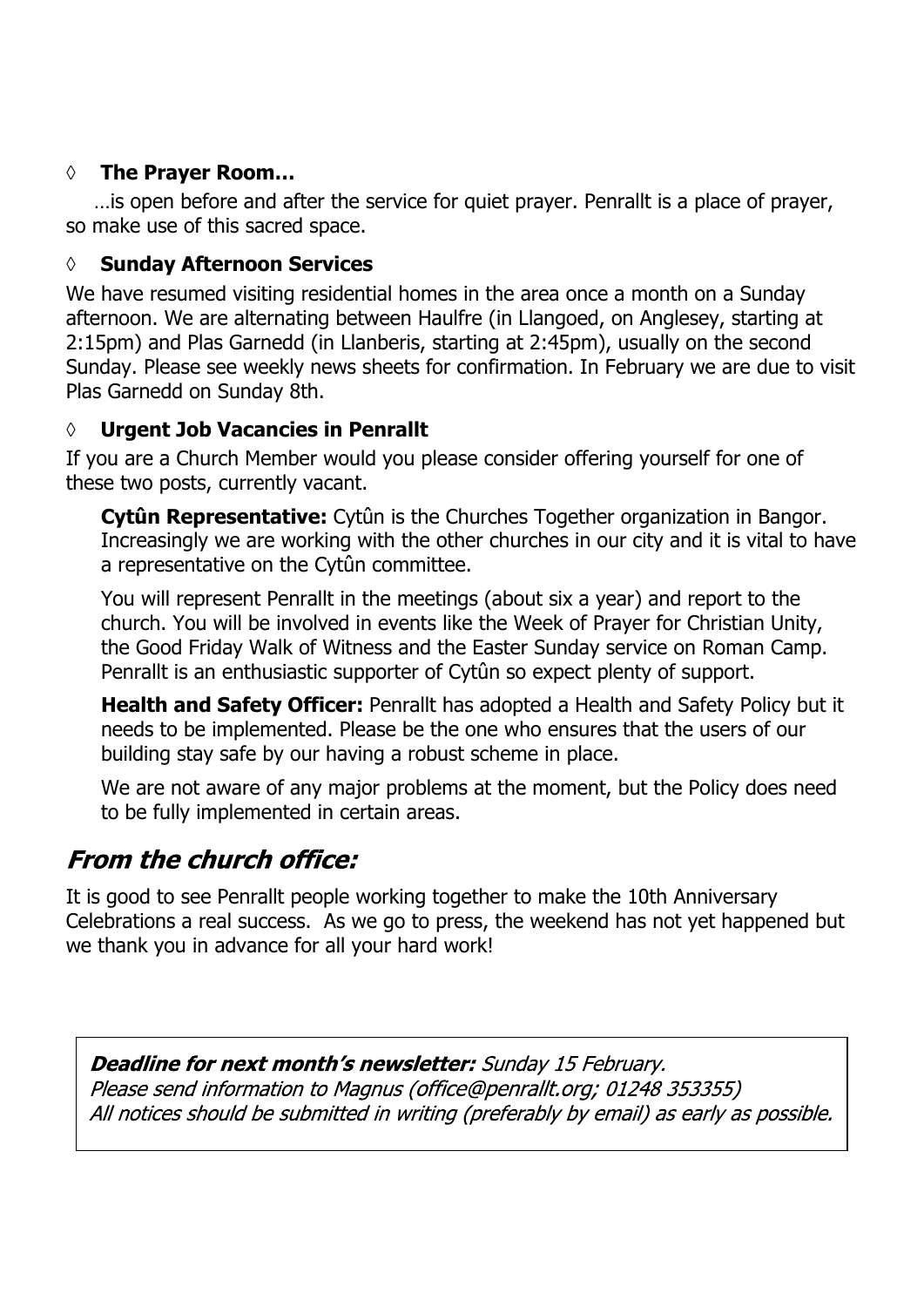- **The Prayer Room…**

  …is open before and after the service for quiet prayer. Penrallt is a place of prayer, so make use of this sacred space.

- **Sunday Afternoon Services**

  We have resumed visiting residential homes in the area once a month on a Sunday afternoon. We are alternating between Haulfre (in Llangoed, on Anglesey, starting at 2:15pm) and Plas Garnedd (in Llanberis, starting at 2:45pm), usually on the second Sunday. Please see weekly news sheets for confirmation. In February we are due to visit Plas Garnedd on Sunday 8th.

- **Urgent Job Vacancies in Penrallt**

  If you are a Church Member would you please consider offering yourself for one of these two posts, currently vacant.

  **Cytûn Representative:** Cytûn is the Churches Together organization in Bangor. Increasingly we are working with the other churches in our city and it is vital to have a representative on the Cytûn committee.

  You will represent Penrallt in the meetings (about six a year) and report to the church. You will be involved in events like the Week of Prayer for Christian Unity, the Good Friday Walk of Witness and the Easter Sunday service on Roman Camp. Penrallt is an enthusiastic supporter of Cytûn so expect plenty of support.

  **Health and Safety Officer:** Penrallt has adopted a Health and Safety Policy but it needs to be implemented. Please be the one who ensures that the users of our building stay safe by our having a robust scheme in place.

  We are not aware of any major problems at the moment, but the Policy does need to be fully implemented in certain areas.

## *From the church office:*

It is good to see Penrallt people working together to make the 10th Anniversary Celebrations a real success. As we go to press, the weekend has not yet happened but we thank you in advance for all your hard work!

***Deadline for next month's newsletter:*** *Sunday 15 February.*
*Please send information to Magnus (office@penrallt.org; 01248 353355)*
*All notices should be submitted in writing (preferably by email) as early as possible.*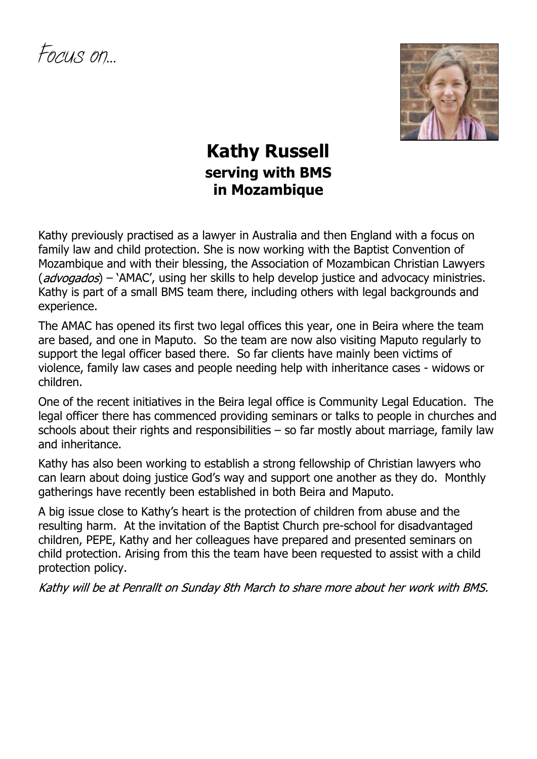*Focus on…*

## Kathy Russell
### serving with BMS in Mozambique

Kathy previously practised as a lawyer in Australia and then England with a focus on family law and child protection. She is now working with the Baptist Convention of Mozambique and with their blessing, the Association of Mozambican Christian Lawyers (*advogados*) – 'AMAC', using her skills to help develop justice and advocacy ministries. Kathy is part of a small BMS team there, including others with legal backgrounds and experience.

The AMAC has opened its first two legal offices this year, one in Beira where the team are based, and one in Maputo. So the team are now also visiting Maputo regularly to support the legal officer based there. So far clients have mainly been victims of violence, family law cases and people needing help with inheritance cases - widows or children.

One of the recent initiatives in the Beira legal office is Community Legal Education. The legal officer there has commenced providing seminars or talks to people in churches and schools about their rights and responsibilities – so far mostly about marriage, family law and inheritance.

Kathy has also been working to establish a strong fellowship of Christian lawyers who can learn about doing justice God's way and support one another as they do. Monthly gatherings have recently been established in both Beira and Maputo.

A big issue close to Kathy's heart is the protection of children from abuse and the resulting harm. At the invitation of the Baptist Church pre-school for disadvantaged children, PEPE, Kathy and her colleagues have prepared and presented seminars on child protection. Arising from this the team have been requested to assist with a child protection policy.

*Kathy will be at Penrallt on Sunday 8th March to share more about her work with BMS.*